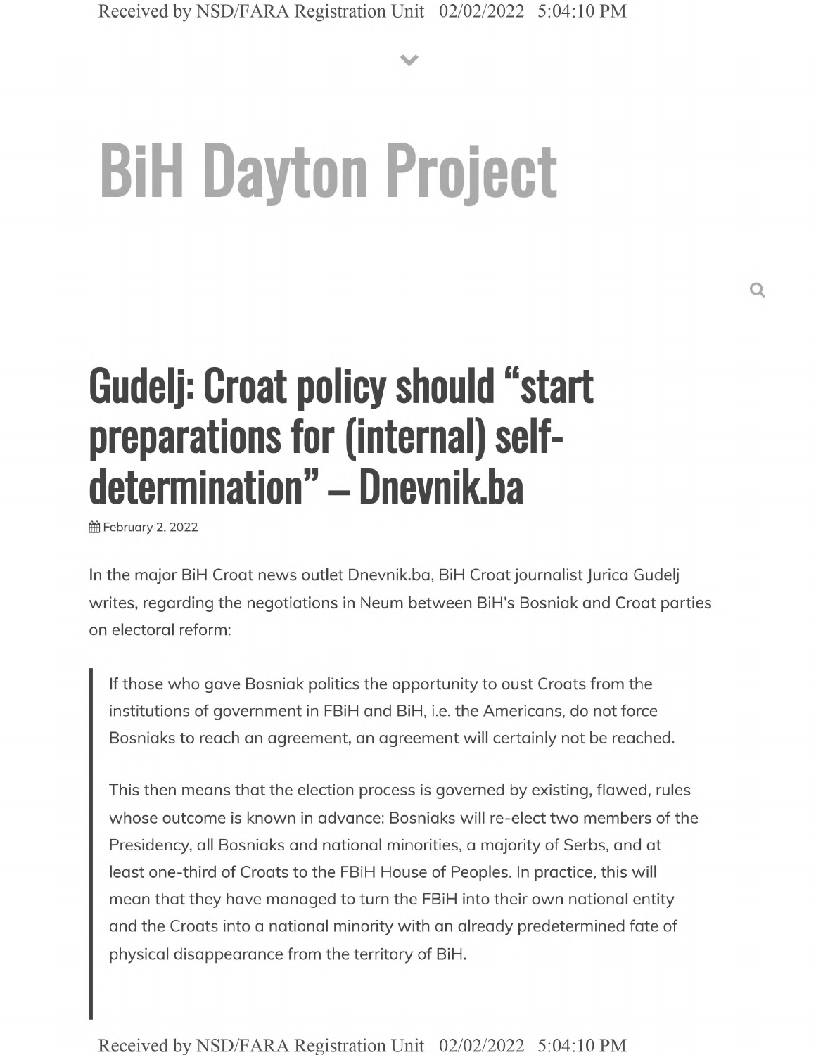# BiH Dayton Project

## Gudelj: Croat policy should "start preparations for (internal) self-determination" – Dnevnik.ba

February 2, 2022

In the major BiH Croat news outlet Dnevnik.ba, BiH Croat journalist Jurica Gudelj writes, regarding the negotiations in Neum between BiH's Bosniak and Croat parties on electoral reform:

> If those who gave Bosniak politics the opportunity to oust Croats from the institutions of government in FBiH and BiH, i.e. the Americans, do not force Bosniaks to reach an agreement, an agreement will certainly not be reached.
>
> This then means that the election process is governed by existing, flawed, rules whose outcome is known in advance: Bosniaks will re-elect two members of the Presidency, all Bosniaks and national minorities, a majority of Serbs, and at least one-third of Croats to the FBiH House of Peoples. In practice, this will mean that they have managed to turn the FBiH into their own national entity and the Croats into a national minority with an already predetermined fate of physical disappearance from the territory of BiH.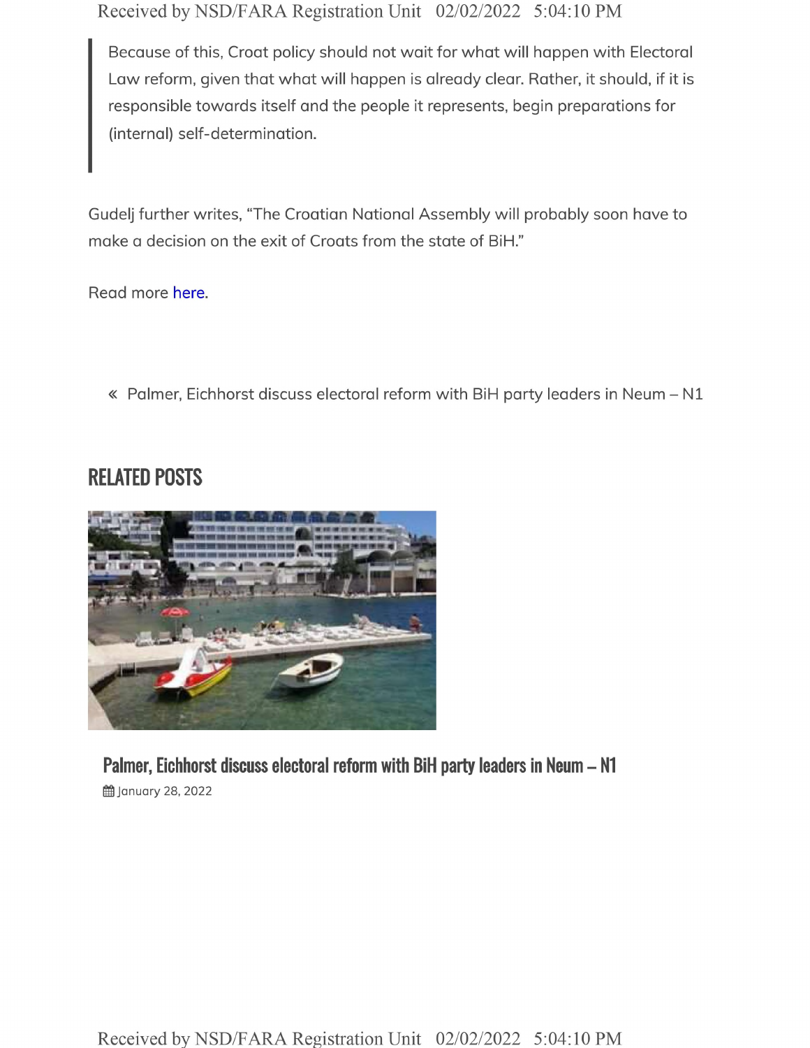> Because of this, Croat policy should not wait for what will happen with Electoral Law reform, given that what will happen is already clear. Rather, it should, if it is responsible towards itself and the people it represents, begin preparations for (internal) self-determination.

Gudelj further writes, "The Croatian National Assembly will probably soon have to make a decision on the exit of Croats from the state of BiH."

Read more here.

« Palmer, Eichhorst discuss electoral reform with BiH party leaders in Neum – N1

## RELATED POSTS

**Palmer, Eichhorst discuss electoral reform with BiH party leaders in Neum – N1**

January 28, 2022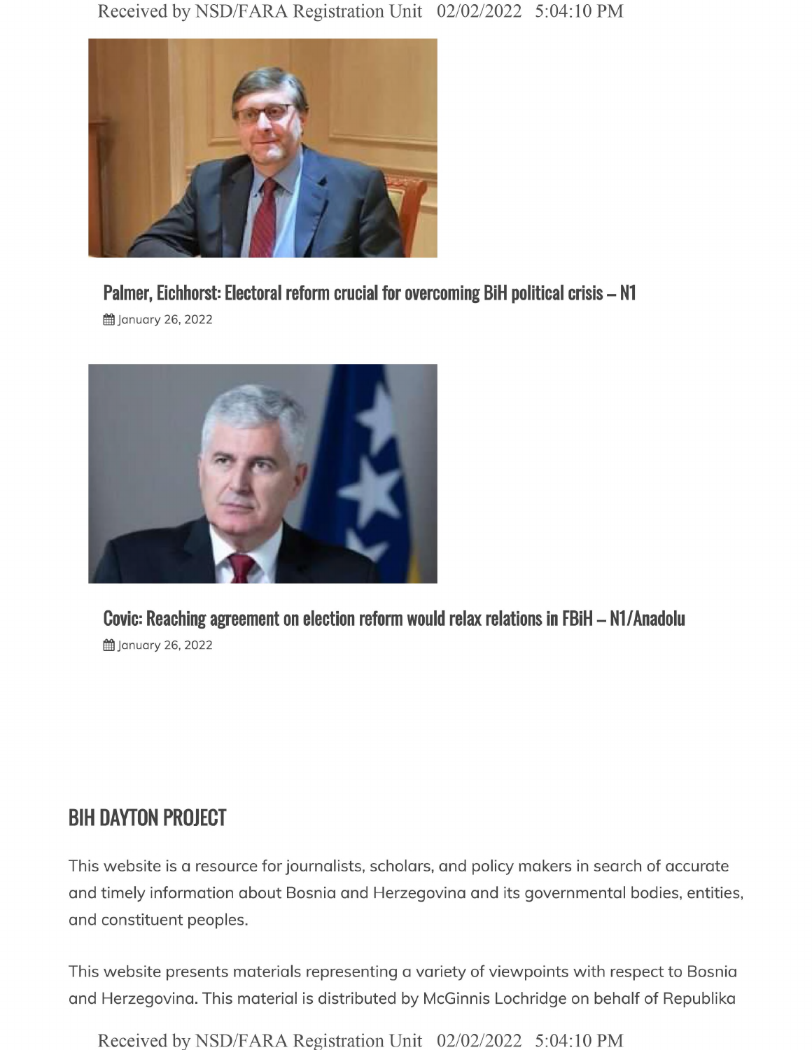### Palmer, Eichhorst: Electoral reform crucial for overcoming BiH political crisis – N1

January 26, 2022

### Covic: Reaching agreement on election reform would relax relations in FBiH – N1/Anadolu

January 26, 2022

## BIH DAYTON PROJECT

This website is a resource for journalists, scholars, and policy makers in search of accurate and timely information about Bosnia and Herzegovina and its governmental bodies, entities, and constituent peoples.

This website presents materials representing a variety of viewpoints with respect to Bosnia and Herzegovina. This material is distributed by McGinnis Lochridge on behalf of Republika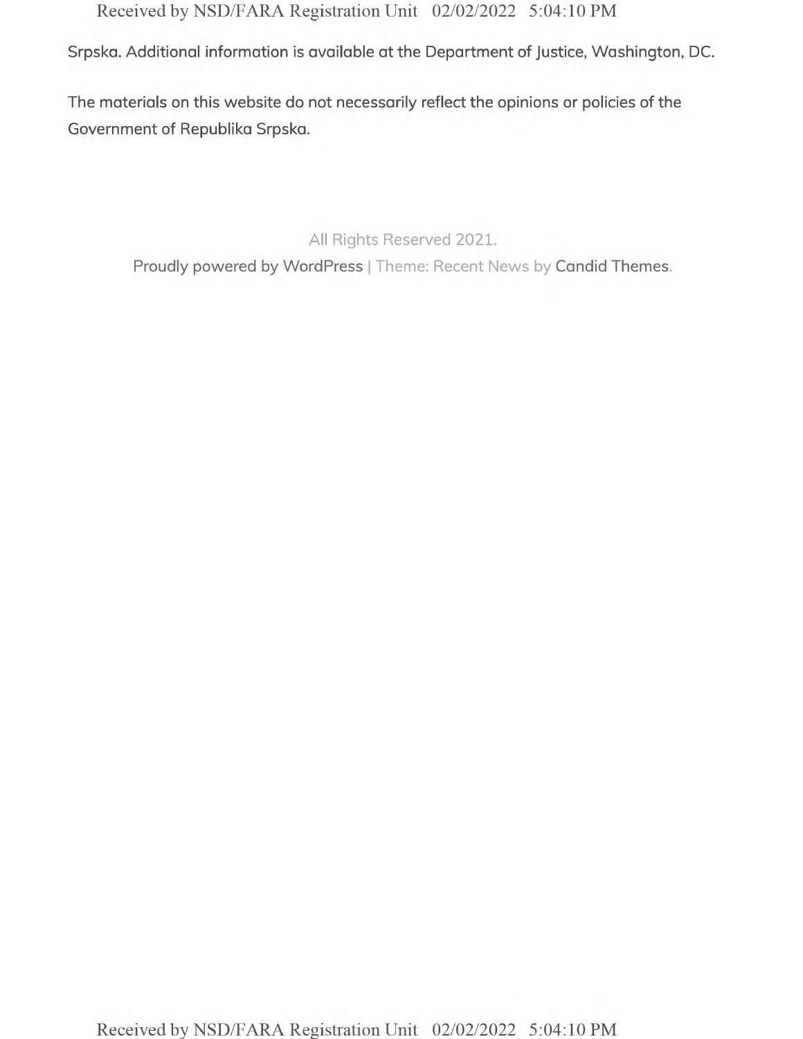Srpska. Additional information is available at the Department of Justice, Washington, DC.

The materials on this website do not necessarily reflect the opinions or policies of the Government of Republika Srpska.

All Rights Reserved 2021.

Proudly powered by WordPress | Theme: Recent News by Candid Themes.